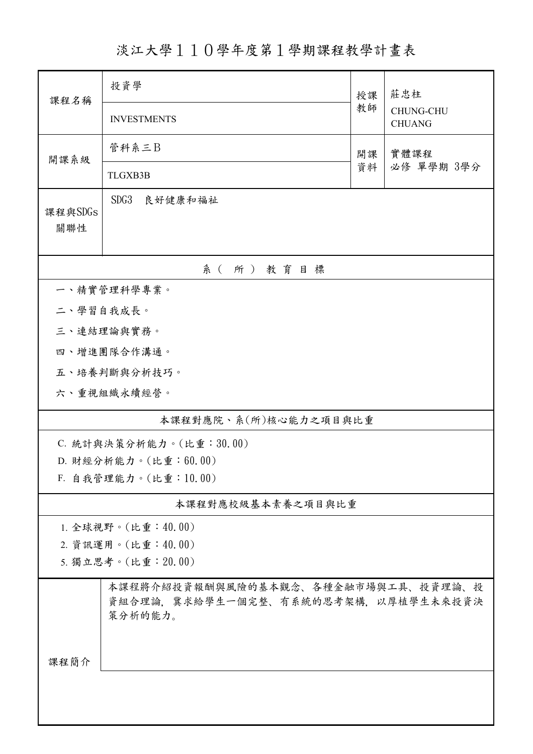# 淡江大學１１０學年度第１學期課程教學計畫表

| 課程名稱 | 投資學 | 授課教師 | 莊忠柱 |
|---|---|---|---|
| | INVESTMENTS | | CHUNG-CHU CHUANG |
| 開課系級 | 管科系三Ｂ | 開課資料 | 實體課程<br>必修 單學期 3學分 |
| | TLGXB3B | | |
| 課程與SDGs關聯性 | SDG3　良好健康和福祉 | | |

| 系（所）教育目標 |
|---|
| 一、精實管理科學專業。 |
| 二、學習自我成長。 |
| 三、連結理論與實務。 |
| 四、增進團隊合作溝通。 |
| 五、培養判斷與分析技巧。 |
| 六、重視組織永續經營。 |

| 本課程對應院、系(所)核心能力之項目與比重 |
|---|
| C. 統計與決策分析能力。(比重：30.00) |
| D. 財經分析能力。(比重：60.00) |
| F. 自我管理能力。(比重：10.00) |

| 本課程對應校級基本素養之項目與比重 |
|---|
| 1. 全球視野。(比重：40.00) |
| 2. 資訊運用。(比重：40.00) |
| 5. 獨立思考。(比重：20.00) |

| 課程簡介 | 本課程將介紹投資報酬與風險的基本觀念、各種金融市場與工具、投資理論、投資組合理論，冀求給學生一個完整、有系統的思考架構，以厚植學生未來投資決策分析的能力。 |
|---|---|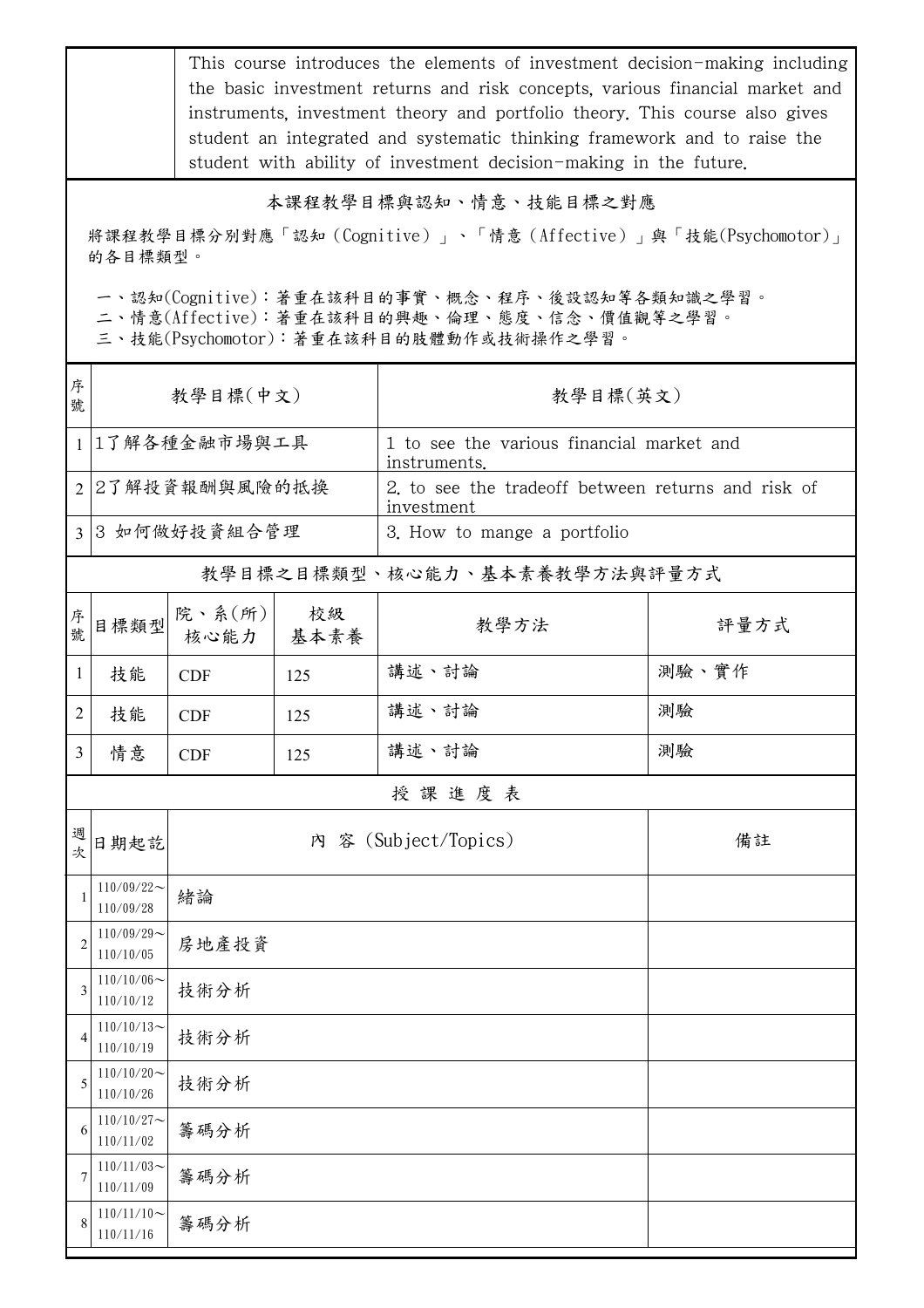| | This course introduces the elements of investment decision-making including the basic investment returns and risk concepts, various financial market and instruments, investment theory and portfolio theory. This course also gives student an integrated and systematic thinking framework and to raise the student with ability of investment decision-making in the future. |
|---|---|

## 本課程教學目標與認知、情意、技能目標之對應

將課程教學目標分別對應「認知（Cognitive）」、「情意（Affective）」與「技能(Psychomotor)」的各目標類型。

一、認知(Cognitive)：著重在該科目的事實、概念、程序、後設認知等各類知識之學習。
二、情意(Affective)：著重在該科目的興趣、倫理、態度、信念、價值觀等之學習。
三、技能(Psychomotor)：著重在該科目的肢體動作或技術操作之學習。

| 序號 | 教學目標(中文) | 教學目標(英文) |
|---|---|---|
| 1 | 1了解各種金融市場與工具 | 1 to see the various financial market and instruments. |
| 2 | 2了解投資報酬與風險的抵換 | 2. to see the tradeoff between returns and risk of investment |
| 3 | 3 如何做好投資組合管理 | 3. How to mange a portfolio |

## 教學目標之目標類型、核心能力、基本素養教學方法與評量方式

| 序號 | 目標類型 | 院、系(所)核心能力 | 校級基本素養 | 教學方法 | 評量方式 |
|---|---|---|---|---|---|
| 1 | 技能 | CDF | 125 | 講述、討論 | 測驗、實作 |
| 2 | 技能 | CDF | 125 | 講述、討論 | 測驗 |
| 3 | 情意 | CDF | 125 | 講述、討論 | 測驗 |

## 授 課 進 度 表

| 週次 | 日期起訖 | 內 容 (Subject/Topics) | 備註 |
|---|---|---|---|
| 1 | 110/09/22～110/09/28 | 緒論 | |
| 2 | 110/09/29～110/10/05 | 房地產投資 | |
| 3 | 110/10/06～110/10/12 | 技術分析 | |
| 4 | 110/10/13～110/10/19 | 技術分析 | |
| 5 | 110/10/20～110/10/26 | 技術分析 | |
| 6 | 110/10/27～110/11/02 | 籌碼分析 | |
| 7 | 110/11/03～110/11/09 | 籌碼分析 | |
| 8 | 110/11/10～110/11/16 | 籌碼分析 | |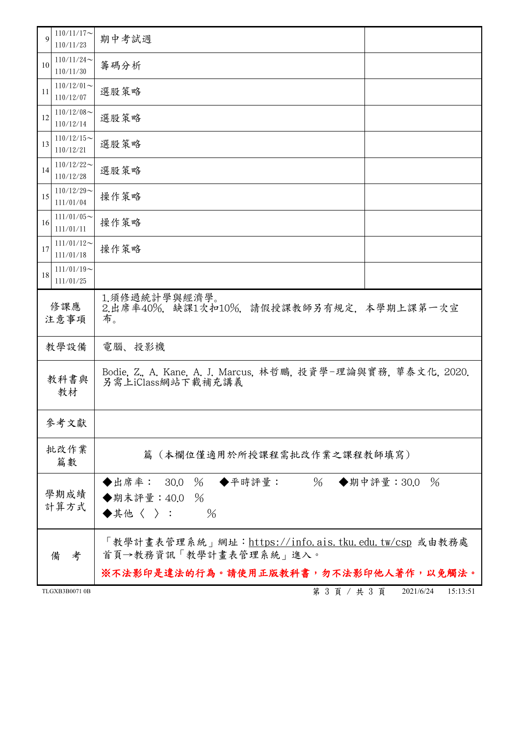| | | | |
|---|---|---|---|
| 9 | 110/11/17～<br>110/11/23 | 期中考試週 | |
| 10 | 110/11/24～<br>110/11/30 | 籌碼分析 | |
| 11 | 110/12/01～<br>110/12/07 | 選股策略 | |
| 12 | 110/12/08～<br>110/12/14 | 選股策略 | |
| 13 | 110/12/15～<br>110/12/21 | 選股策略 | |
| 14 | 110/12/22～<br>110/12/28 | 選股策略 | |
| 15 | 110/12/29～<br>111/01/04 | 操作策略 | |
| 16 | 111/01/05～<br>111/01/11 | 操作策略 | |
| 17 | 111/01/12～<br>111/01/18 | 操作策略 | |
| 18 | 111/01/19～<br>111/01/25 | | |

| | |
|---|---|
| 修課應注意事項 | 1.須修過統計學與經濟學。<br>2.出席率40%, 缺課1次扣10%, 請假授課教師另有規定, 本學期上課第一次宣布。 |
| 教學設備 | 電腦、投影機 |
| 教科書與教材 | Bodie, Z., A. Kane, A. J. Marcus, 林哲鵬, 投資學-理論與實務, 華泰文化, 2020.<br>另需上iClass網站下載補充講義 |
| 參考文獻 | |
| 批改作業篇數 | 篇（本欄位僅適用於所授課程需批改作業之課程教師填寫） |
| 學期成績計算方式 | ◆出席率： 30.0 % ◆平時評量： % ◆期中評量：30.0 %<br>◆期末評量：40.0 %<br>◆其他〈 〉： % |
| 備考 | 「教學計畫表管理系統」網址：https://info.ais.tku.edu.tw/csp 或由教務處首頁→教務資訊「教學計畫表管理系統」進入。<br>**※不法影印是違法的行為。請使用正版教科書，勿不法影印他人著作，以免觸法。** |

TLGXB3B0071 0B